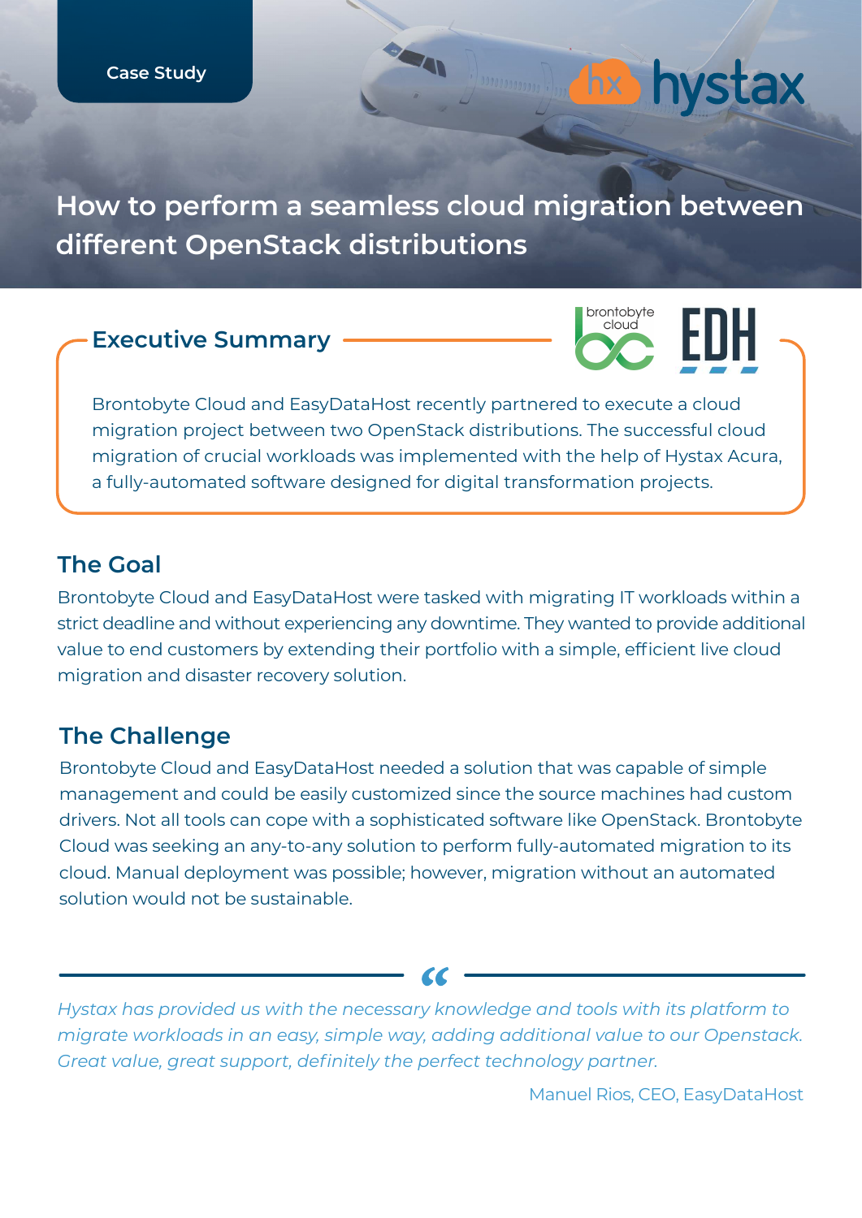Case Study

# How to perform a seamless cloud migration between different OpenStack distributions

## Executive Summary

Brontobyte Cloud and EasyDataHost recently partnered to execute a cloud migration project between two OpenStack distributions. The successful cloud migration of crucial workloads was implemented with the help of Hystax Acura, a fully-automated software designed for digital transformation projects.

## The Goal

Brontobyte Cloud and EasyDataHost were tasked with migrating IT workloads within a strict deadline and without experiencing any downtime. They wanted to provide additional value to end customers by extending their portfolio with a simple, efficient live cloud migration and disaster recovery solution.

## The Challenge

Brontobyte Cloud and EasyDataHost needed a solution that was capable of simple management and could be easily customized since the source machines had custom drivers. Not all tools can cope with a sophisticated software like OpenStack. Brontobyte Cloud was seeking an any-to-any solution to perform fully-automated migration to its cloud. Manual deployment was possible; however, migration without an automated solution would not be sustainable.

> *Hystax has provided us with the necessary knowledge and tools with its platform to migrate workloads in an easy, simple way, adding additional value to our Openstack. Great value, great support, definitely the perfect technology partner.*
>
> Manuel Rios, CEO, EasyDataHost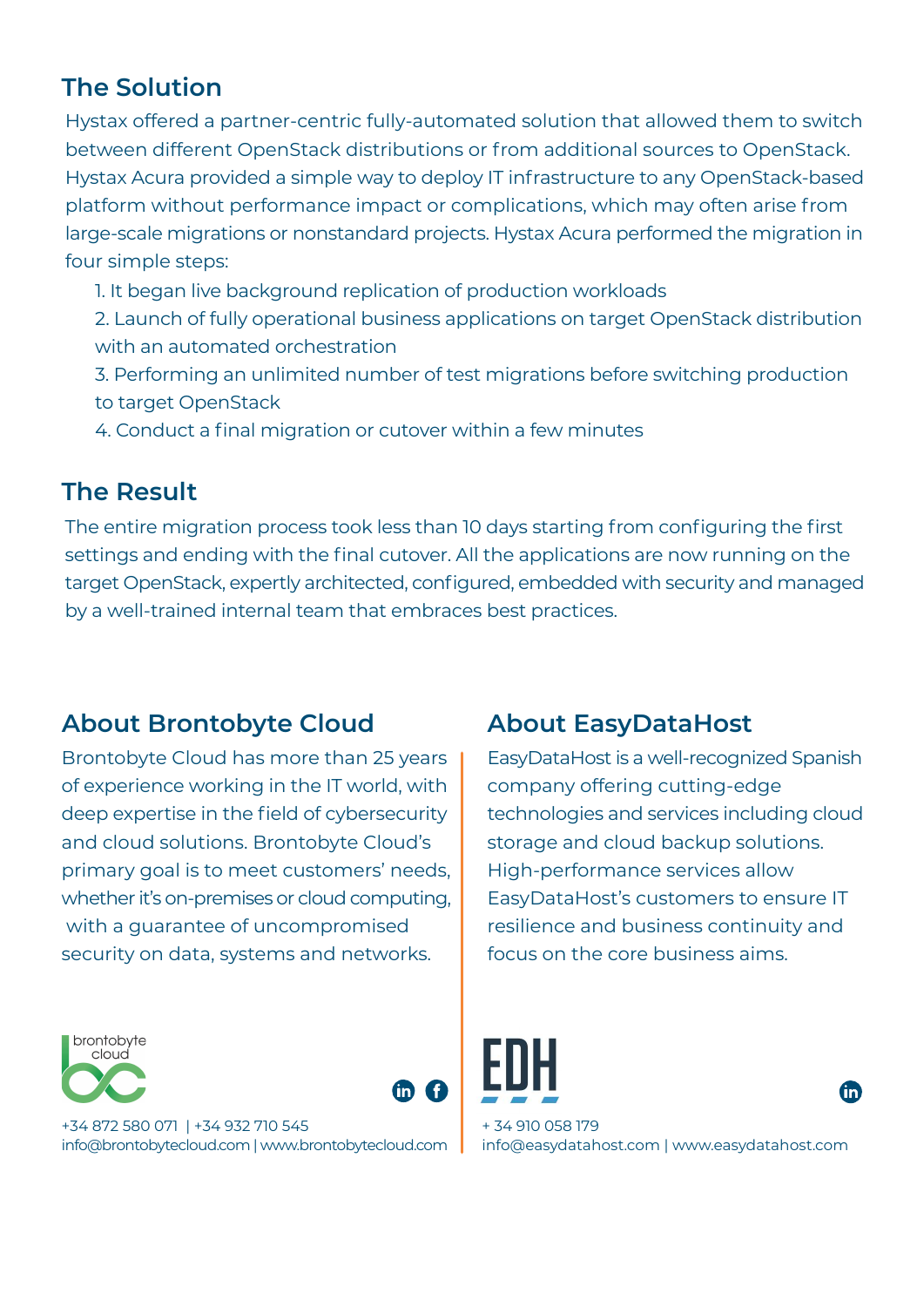## The Solution

Hystax offered a partner-centric fully-automated solution that allowed them to switch between different OpenStack distributions or from additional sources to OpenStack. Hystax Acura provided a simple way to deploy IT infrastructure to any OpenStack-based platform without performance impact or complications, which may often arise from large-scale migrations or nonstandard projects. Hystax Acura performed the migration in four simple steps:

1. It began live background replication of production workloads
2. Launch of fully operational business applications on target OpenStack distribution with an automated orchestration
3. Performing an unlimited number of test migrations before switching production to target OpenStack
4. Conduct a final migration or cutover within a few minutes

## The Result

The entire migration process took less than 10 days starting from configuring the first settings and ending with the final cutover. All the applications are now running on the target OpenStack, expertly architected, configured, embedded with security and managed by a well-trained internal team that embraces best practices.

## About Brontobyte Cloud

Brontobyte Cloud has more than 25 years of experience working in the IT world, with deep expertise in the field of cybersecurity and cloud solutions. Brontobyte Cloud's primary goal is to meet customers' needs, whether it's on-premises or cloud computing, with a guarantee of uncompromised security on data, systems and networks.

brontobyte cloud

+34 872 580 071 | +34 932 710 545
info@brontobytecloud.com | www.brontobytecloud.com

## About EasyDataHost

EasyDataHost is a well-recognized Spanish company offering cutting-edge technologies and services including cloud storage and cloud backup solutions. High-performance services allow EasyDataHost's customers to ensure IT resilience and business continuity and focus on the core business aims.

EDH

+ 34 910 058 179
info@easydatahost.com | www.easydatahost.com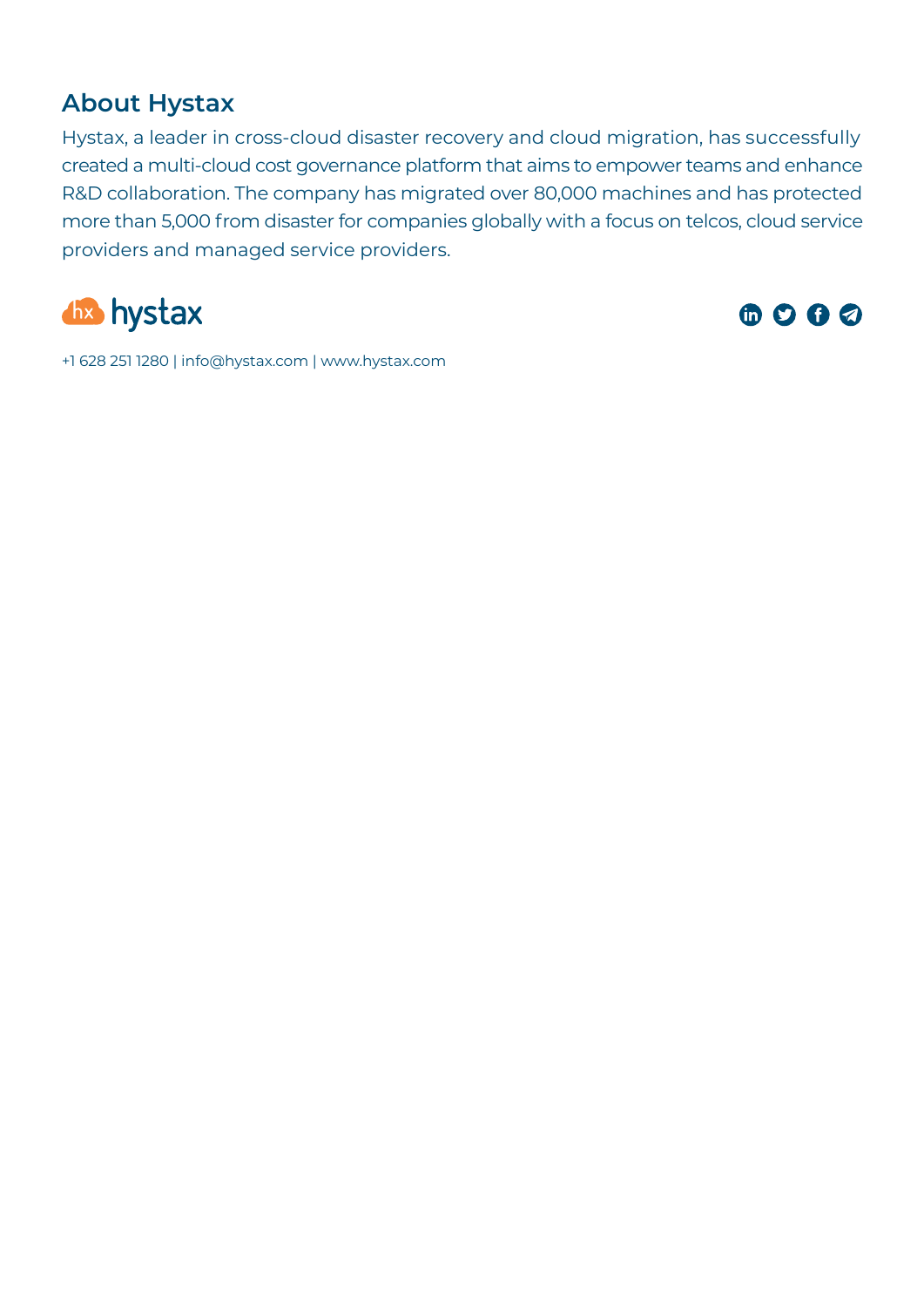## About Hystax

Hystax, a leader in cross-cloud disaster recovery and cloud migration, has successfully created a multi-cloud cost governance platform that aims to empower teams and enhance R&D collaboration. The company has migrated over 80,000 machines and has protected more than 5,000 from disaster for companies globally with a focus on telcos, cloud service providers and managed service providers.

+1 628 251 1280 | info@hystax.com | www.hystax.com